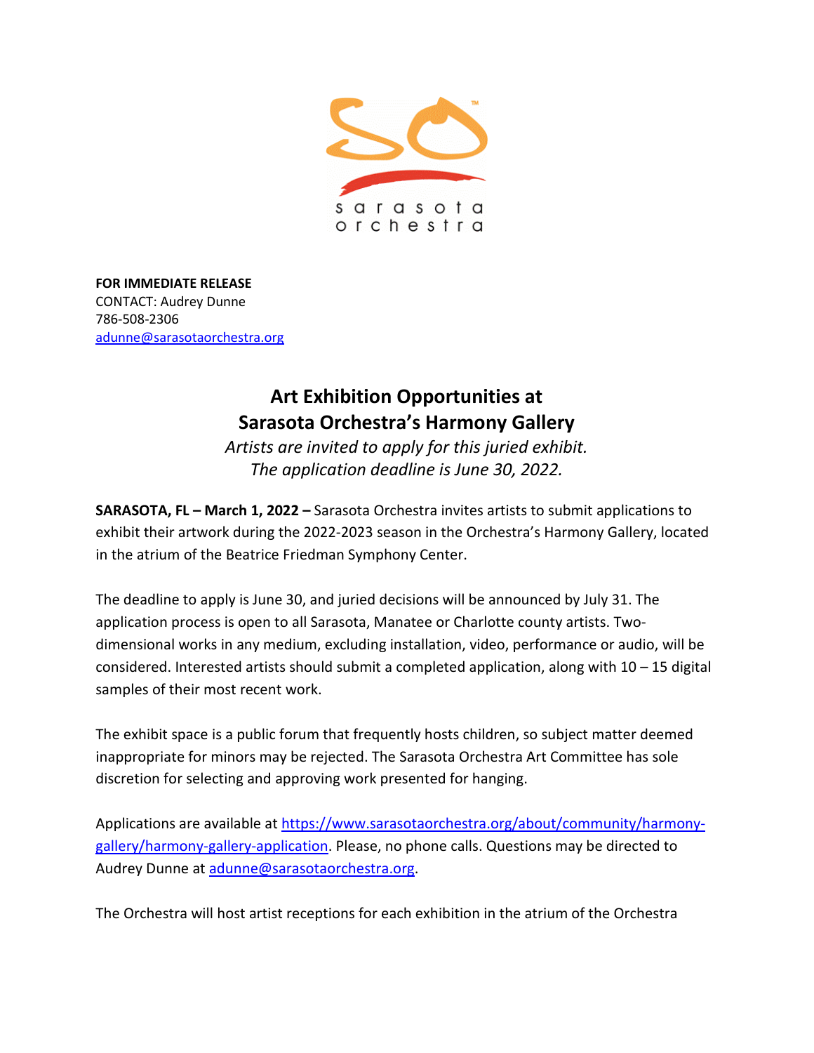**FOR IMMEDIATE RELEASE**
CONTACT: Audrey Dunne
786-508-2306
adunne@sarasotaorchestra.org

# Art Exhibition Opportunities at Sarasota Orchestra's Harmony Gallery

*Artists are invited to apply for this juried exhibit.*
*The application deadline is June 30, 2022.*

**SARASOTA, FL – March 1, 2022 –** Sarasota Orchestra invites artists to submit applications to exhibit their artwork during the 2022-2023 season in the Orchestra's Harmony Gallery, located in the atrium of the Beatrice Friedman Symphony Center.

The deadline to apply is June 30, and juried decisions will be announced by July 31. The application process is open to all Sarasota, Manatee or Charlotte county artists. Two-dimensional works in any medium, excluding installation, video, performance or audio, will be considered. Interested artists should submit a completed application, along with 10 – 15 digital samples of their most recent work.

The exhibit space is a public forum that frequently hosts children, so subject matter deemed inappropriate for minors may be rejected. The Sarasota Orchestra Art Committee has sole discretion for selecting and approving work presented for hanging.

Applications are available at https://www.sarasotaorchestra.org/about/community/harmony-gallery/harmony-gallery-application. Please, no phone calls. Questions may be directed to Audrey Dunne at adunne@sarasotaorchestra.org.

The Orchestra will host artist receptions for each exhibition in the atrium of the Orchestra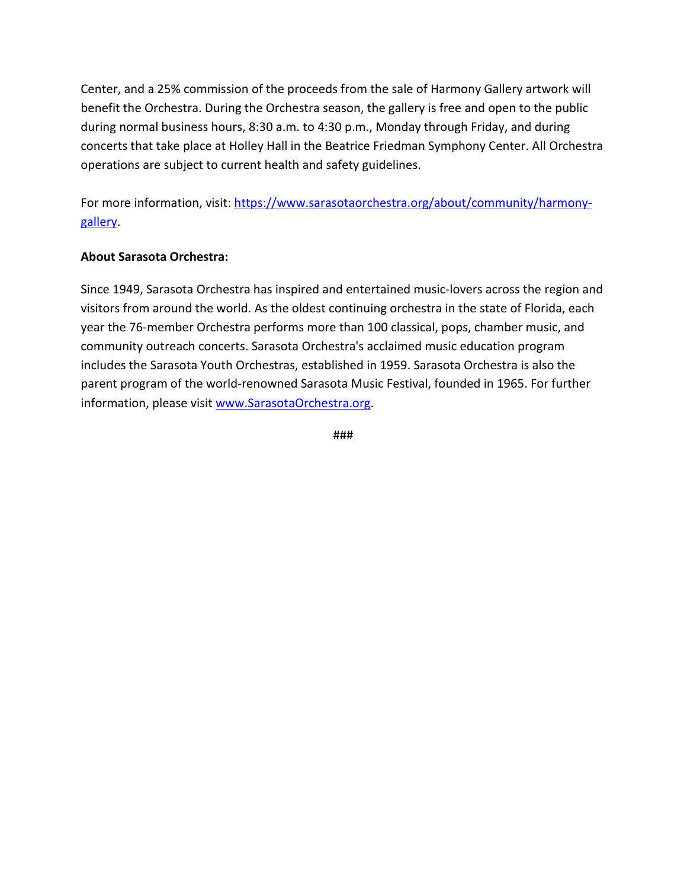Center, and a 25% commission of the proceeds from the sale of Harmony Gallery artwork will benefit the Orchestra. During the Orchestra season, the gallery is free and open to the public during normal business hours, 8:30 a.m. to 4:30 p.m., Monday through Friday, and during concerts that take place at Holley Hall in the Beatrice Friedman Symphony Center. All Orchestra operations are subject to current health and safety guidelines.

For more information, visit: [https://www.sarasotaorchestra.org/about/community/harmony-gallery](https://www.sarasotaorchestra.org/about/community/harmony-gallery).

**About Sarasota Orchestra:**

Since 1949, Sarasota Orchestra has inspired and entertained music-lovers across the region and visitors from around the world. As the oldest continuing orchestra in the state of Florida, each year the 76-member Orchestra performs more than 100 classical, pops, chamber music, and community outreach concerts. Sarasota Orchestra's acclaimed music education program includes the Sarasota Youth Orchestras, established in 1959. Sarasota Orchestra is also the parent program of the world-renowned Sarasota Music Festival, founded in 1965. For further information, please visit [www.SarasotaOrchestra.org](http://www.SarasotaOrchestra.org).

###